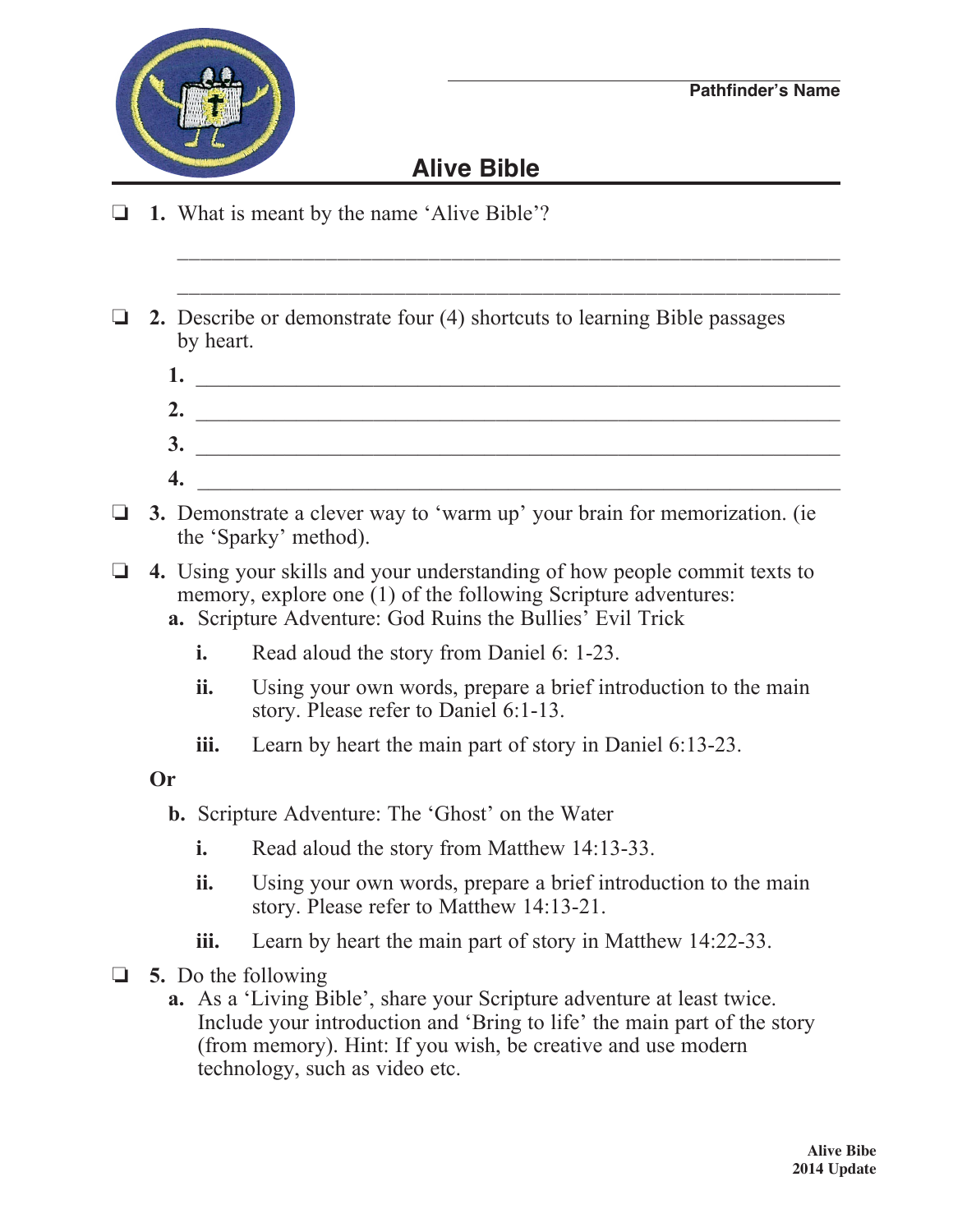Pathfinder's Name

# Alive Bible

❏ **1.** What is meant by the name 'Alive Bible'?

______________________________________________________________

______________________________________________________________

❏ **2.** Describe or demonstrate four (4) shortcuts to learning Bible passages by heart.

**1.** ______________________________________________________

**2.** ______________________________________________________

**3.** ______________________________________________________

**4.** ______________________________________________________

❏ **3.** Demonstrate a clever way to 'warm up' your brain for memorization. (ie the 'Sparky' method).

❏ **4.** Using your skills and your understanding of how people commit texts to memory, explore one (1) of the following Scripture adventures:

**a.** Scripture Adventure: God Ruins the Bullies' Evil Trick

- **i.** Read aloud the story from Daniel 6: 1-23.
- **ii.** Using your own words, prepare a brief introduction to the main story. Please refer to Daniel 6:1-13.
- **iii.** Learn by heart the main part of story in Daniel 6:13-23.

**Or**

**b.** Scripture Adventure: The 'Ghost' on the Water

- **i.** Read aloud the story from Matthew 14:13-33.
- **ii.** Using your own words, prepare a brief introduction to the main story. Please refer to Matthew 14:13-21.
- **iii.** Learn by heart the main part of story in Matthew 14:22-33.

❏ **5.** Do the following

**a.** As a 'Living Bible', share your Scripture adventure at least twice. Include your introduction and 'Bring to life' the main part of the story (from memory). Hint: If you wish, be creative and use modern technology, such as video etc.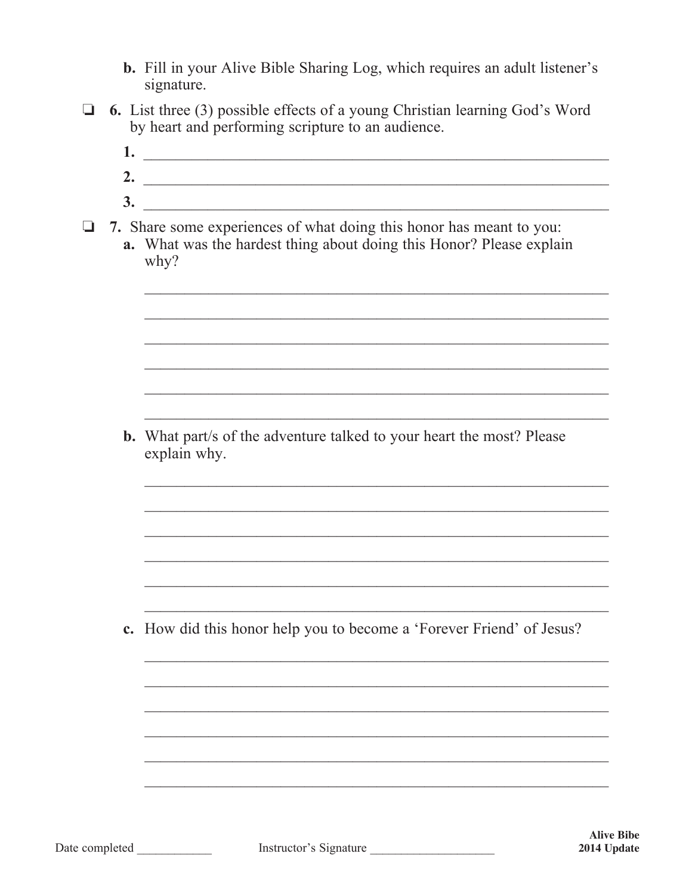b. Fill in your Alive Bible Sharing Log, which requires an adult listener's signature.

❏ **6.** List three (3) possible effects of a young Christian learning God's Word by heart and performing scripture to an audience.

**1.** ______________________________________________________________

**2.** ______________________________________________________________

**3.** ______________________________________________________________

❏ **7.** Share some experiences of what doing this honor has meant to you:

**a.** What was the hardest thing about doing this Honor? Please explain why?

______________________________________________________________

______________________________________________________________

______________________________________________________________

______________________________________________________________

______________________________________________________________

______________________________________________________________

**b.** What part/s of the adventure talked to your heart the most? Please explain why.

______________________________________________________________

______________________________________________________________

______________________________________________________________

______________________________________________________________

______________________________________________________________

______________________________________________________________

**c.** How did this honor help you to become a 'Forever Friend' of Jesus?

______________________________________________________________

______________________________________________________________

______________________________________________________________

______________________________________________________________

______________________________________________________________

______________________________________________________________

Date completed ____________ Instructor's Signature ____________________

**Alive Bibe**
**2014 Update**